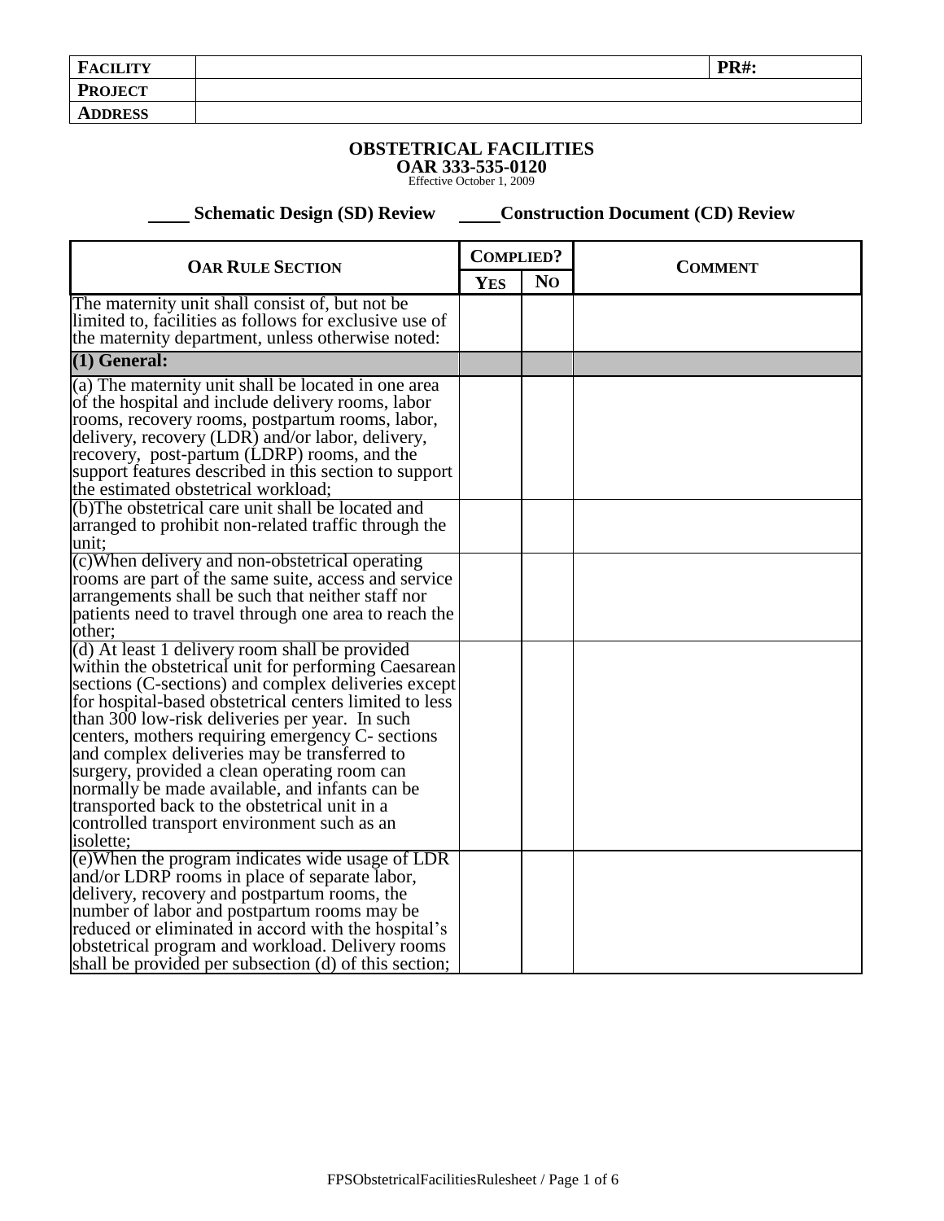| | | |
|---|---|---|
| **FACILITY** | | **PR#:** |
| **PROJECT** | | |
| **ADDRESS** | | |

# OBSTETRICAL FACILITIES

## OAR 333-535-0120

Effective October 1, 2009

**\_\_\_\_ Schematic Design (SD) Review \_\_\_\_ Construction Document (CD) Review**

| OAR RULE SECTION | COMPLIED? | | COMMENT |
|---|---|---|---|
| | YES | NO | |
| The maternity unit shall consist of, but not be limited to, facilities as follows for exclusive use of the maternity department, unless otherwise noted: | | | |
| **(1) General:** | | | |
| (a) The maternity unit shall be located in one area of the hospital and include delivery rooms, labor rooms, recovery rooms, postpartum rooms, labor, delivery, recovery (LDR) and/or labor, delivery, recovery, post-partum (LDRP) rooms, and the support features described in this section to support the estimated obstetrical workload; | | | |
| (b)The obstetrical care unit shall be located and arranged to prohibit non-related traffic through the unit; | | | |
| (c)When delivery and non-obstetrical operating rooms are part of the same suite, access and service arrangements shall be such that neither staff nor patients need to travel through one area to reach the other; | | | |
| (d) At least 1 delivery room shall be provided within the obstetrical unit for performing Caesarean sections (C-sections) and complex deliveries except for hospital-based obstetrical centers limited to less than 300 low-risk deliveries per year. In such centers, mothers requiring emergency C- sections and complex deliveries may be transferred to surgery, provided a clean operating room can normally be made available, and infants can be transported back to the obstetrical unit in a controlled transport environment such as an isolette; | | | |
| (e)When the program indicates wide usage of LDR and/or LDRP rooms in place of separate labor, delivery, recovery and postpartum rooms, the number of labor and postpartum rooms may be reduced or eliminated in accord with the hospital's obstetrical program and workload. Delivery rooms shall be provided per subsection (d) of this section; | | | |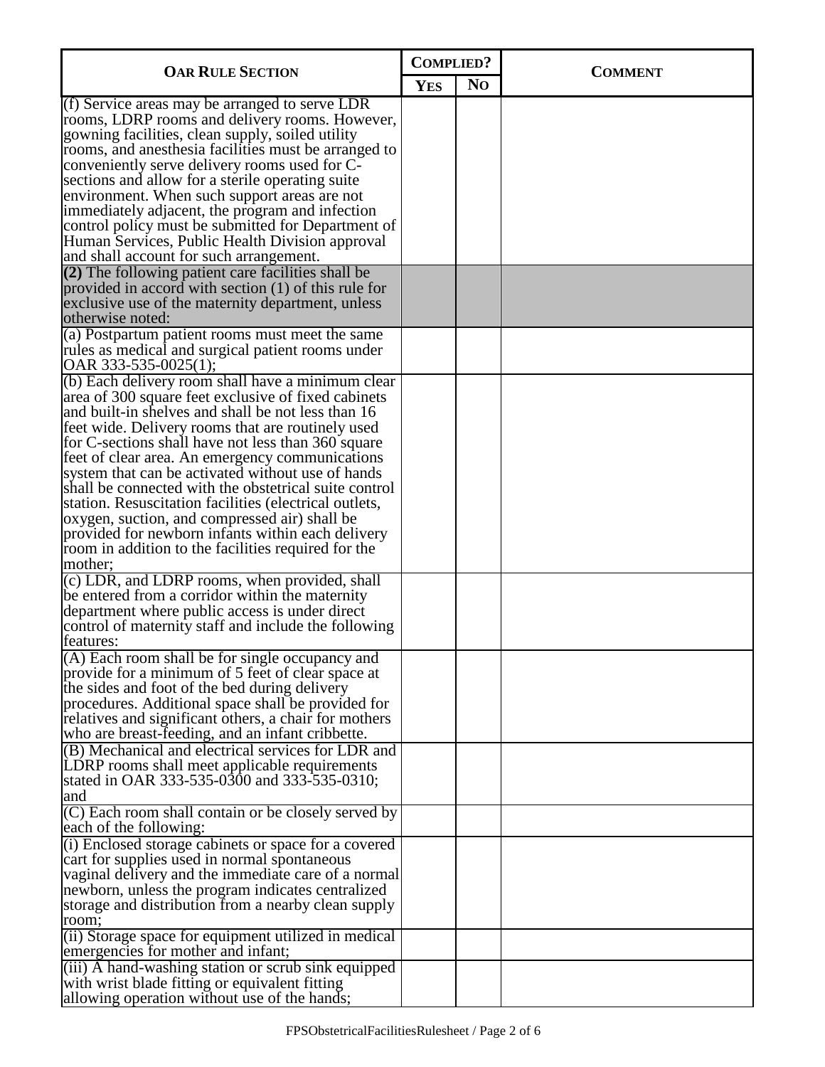| **OAR RULE SECTION** | **COMPLIED?** | | **COMMENT** |
|---|---|---|---|
| | **YES** | **NO** | |
| (f) Service areas may be arranged to serve LDR rooms, LDRP rooms and delivery rooms. However, gowning facilities, clean supply, soiled utility rooms, and anesthesia facilities must be arranged to conveniently serve delivery rooms used for C-sections and allow for a sterile operating suite environment. When such support areas are not immediately adjacent, the program and infection control policy must be submitted for Department of Human Services, Public Health Division approval and shall account for such arrangement. | | | |
| **(2)** The following patient care facilities shall be provided in accord with section (1) of this rule for exclusive use of the maternity department, unless otherwise noted: | | | |
| (a) Postpartum patient rooms must meet the same rules as medical and surgical patient rooms under OAR 333-535-0025(1); | | | |
| (b) Each delivery room shall have a minimum clear area of 300 square feet exclusive of fixed cabinets and built-in shelves and shall be not less than 16 feet wide. Delivery rooms that are routinely used for C-sections shall have not less than 360 square feet of clear area. An emergency communications system that can be activated without use of hands shall be connected with the obstetrical suite control station. Resuscitation facilities (electrical outlets, oxygen, suction, and compressed air) shall be provided for newborn infants within each delivery room in addition to the facilities required for the mother; | | | |
| (c) LDR, and LDRP rooms, when provided, shall be entered from a corridor within the maternity department where public access is under direct control of maternity staff and include the following features: | | | |
| (A) Each room shall be for single occupancy and provide for a minimum of 5 feet of clear space at the sides and foot of the bed during delivery procedures. Additional space shall be provided for relatives and significant others, a chair for mothers who are breast-feeding, and an infant cribbette. | | | |
| (B) Mechanical and electrical services for LDR and LDRP rooms shall meet applicable requirements stated in OAR 333-535-0300 and 333-535-0310; and | | | |
| (C) Each room shall contain or be closely served by each of the following: | | | |
| (i) Enclosed storage cabinets or space for a covered cart for supplies used in normal spontaneous vaginal delivery and the immediate care of a normal newborn, unless the program indicates centralized storage and distribution from a nearby clean supply room; | | | |
| (ii) Storage space for equipment utilized in medical emergencies for mother and infant; | | | |
| (iii) A hand-washing station or scrub sink equipped with wrist blade fitting or equivalent fitting allowing operation without use of the hands; | | | |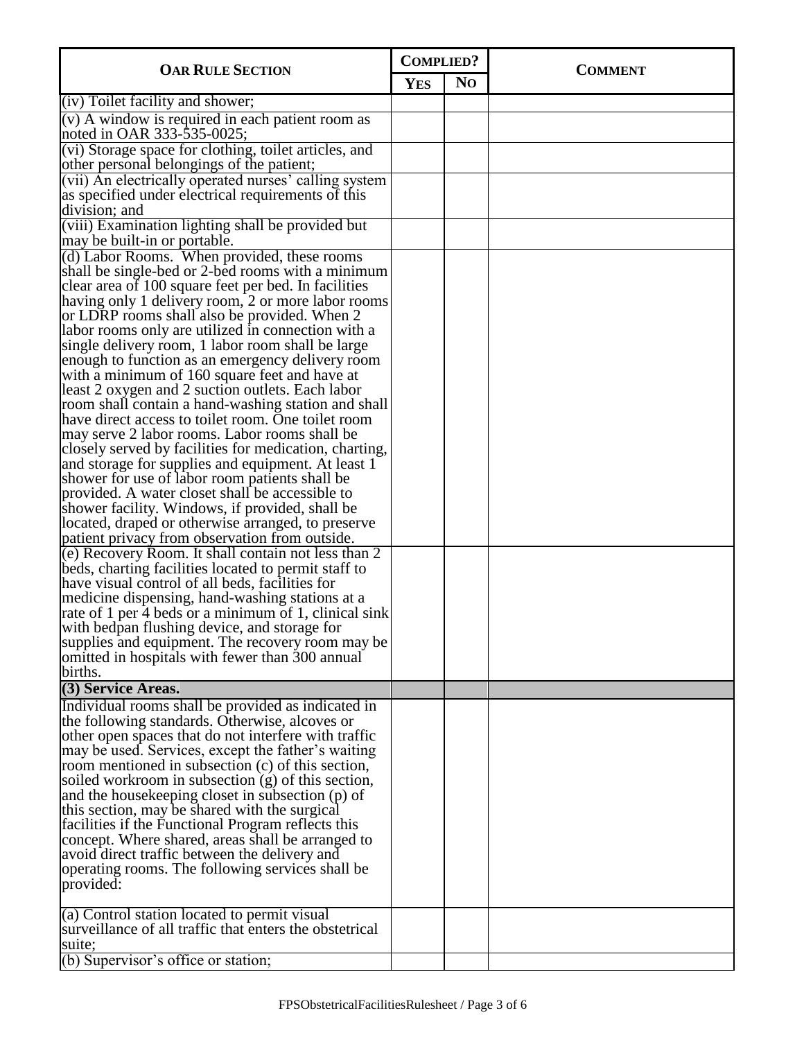| OAR Rule Section | Complied? | | Comment |
|---|---|---|---|
| | Yes | No | |
| (iv) Toilet facility and shower; | | | |
| (v) A window is required in each patient room as noted in OAR 333-535-0025; | | | |
| (vi) Storage space for clothing, toilet articles, and other personal belongings of the patient; | | | |
| (vii) An electrically operated nurses' calling system as specified under electrical requirements of this division; and | | | |
| (viii) Examination lighting shall be provided but may be built-in or portable. | | | |
| (d) Labor Rooms. When provided, these rooms shall be single-bed or 2-bed rooms with a minimum clear area of 100 square feet per bed. In facilities having only 1 delivery room, 2 or more labor rooms or LDRP rooms shall also be provided. When 2 labor rooms only are utilized in connection with a single delivery room, 1 labor room shall be large enough to function as an emergency delivery room with a minimum of 160 square feet and have at least 2 oxygen and 2 suction outlets. Each labor room shall contain a hand-washing station and shall have direct access to toilet room. One toilet room may serve 2 labor rooms. Labor rooms shall be closely served by facilities for medication, charting, and storage for supplies and equipment. At least 1 shower for use of labor room patients shall be provided. A water closet shall be accessible to shower facility. Windows, if provided, shall be located, draped or otherwise arranged, to preserve patient privacy from observation from outside. | | | |
| (e) Recovery Room. It shall contain not less than 2 beds, charting facilities located to permit staff to have visual control of all beds, facilities for medicine dispensing, hand-washing stations at a rate of 1 per 4 beds or a minimum of 1, clinical sink with bedpan flushing device, and storage for supplies and equipment. The recovery room may be omitted in hospitals with fewer than 300 annual births. | | | |
| **(3) Service Areas.** | | | |
| Individual rooms shall be provided as indicated in the following standards. Otherwise, alcoves or other open spaces that do not interfere with traffic may be used. Services, except the father's waiting room mentioned in subsection (c) of this section, soiled workroom in subsection (g) of this section, and the housekeeping closet in subsection (p) of this section, may be shared with the surgical facilities if the Functional Program reflects this concept. Where shared, areas shall be arranged to avoid direct traffic between the delivery and operating rooms. The following services shall be provided: | | | |
| (a) Control station located to permit visual surveillance of all traffic that enters the obstetrical suite; | | | |
| (b) Supervisor's office or station; | | | |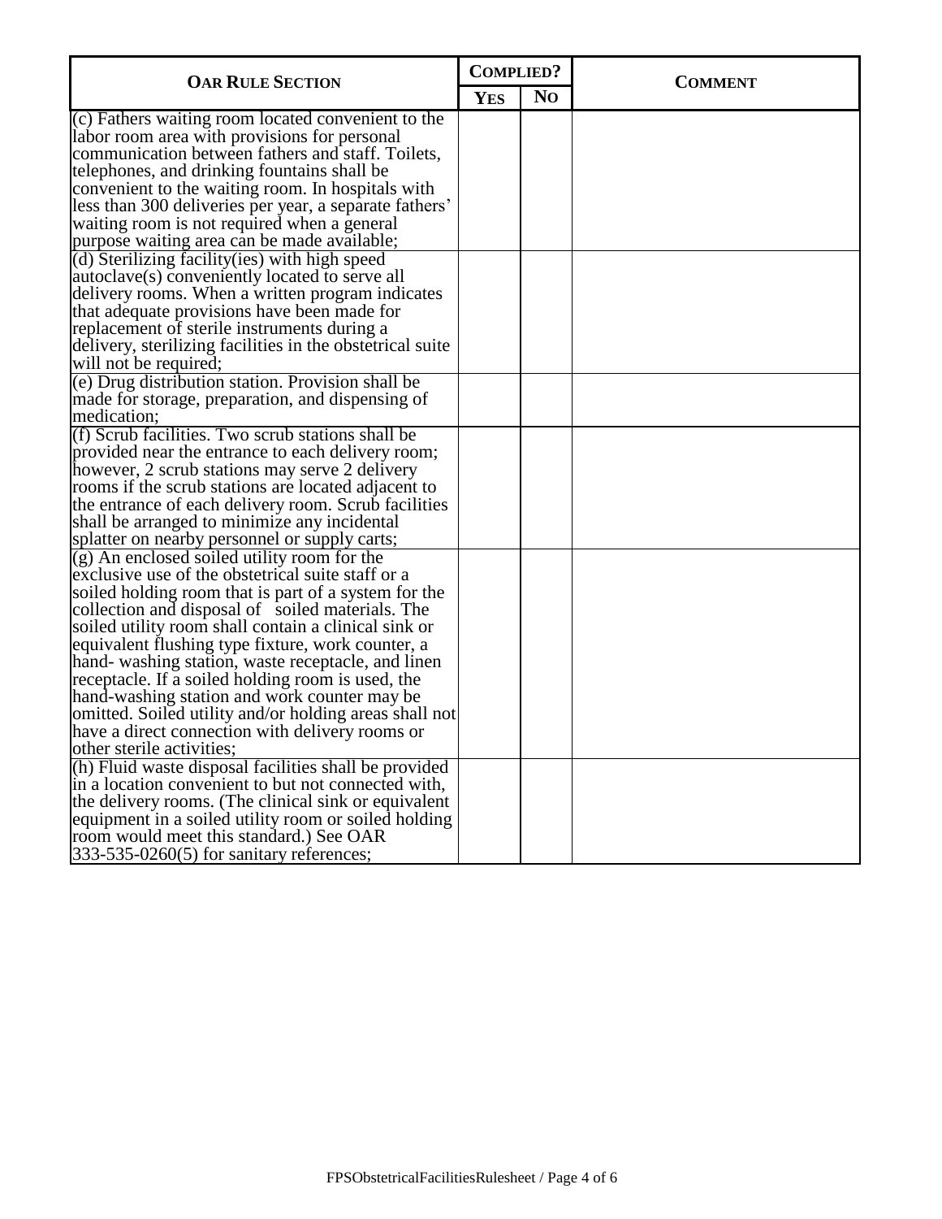| OAR Rule Section | Complied? | | Comment |
|---|---|---|---|
| | Yes | No | |
| (c) Fathers waiting room located convenient to the labor room area with provisions for personal communication between fathers and staff. Toilets, telephones, and drinking fountains shall be convenient to the waiting room. In hospitals with less than 300 deliveries per year, a separate fathers' waiting room is not required when a general purpose waiting area can be made available; | | | |
| (d) Sterilizing facility(ies) with high speed autoclave(s) conveniently located to serve all delivery rooms. When a written program indicates that adequate provisions have been made for replacement of sterile instruments during a delivery, sterilizing facilities in the obstetrical suite will not be required; | | | |
| (e) Drug distribution station. Provision shall be made for storage, preparation, and dispensing of medication; | | | |
| (f) Scrub facilities. Two scrub stations shall be provided near the entrance to each delivery room; however, 2 scrub stations may serve 2 delivery rooms if the scrub stations are located adjacent to the entrance of each delivery room. Scrub facilities shall be arranged to minimize any incidental splatter on nearby personnel or supply carts; | | | |
| (g) An enclosed soiled utility room for the exclusive use of the obstetrical suite staff or a soiled holding room that is part of a system for the collection and disposal of soiled materials. The soiled utility room shall contain a clinical sink or equivalent flushing type fixture, work counter, a hand- washing station, waste receptacle, and linen receptacle. If a soiled holding room is used, the hand-washing station and work counter may be omitted. Soiled utility and/or holding areas shall not have a direct connection with delivery rooms or other sterile activities; | | | |
| (h) Fluid waste disposal facilities shall be provided in a location convenient to but not connected with, the delivery rooms. (The clinical sink or equivalent equipment in a soiled utility room or soiled holding room would meet this standard.) See OAR 333-535-0260(5) for sanitary references; | | | |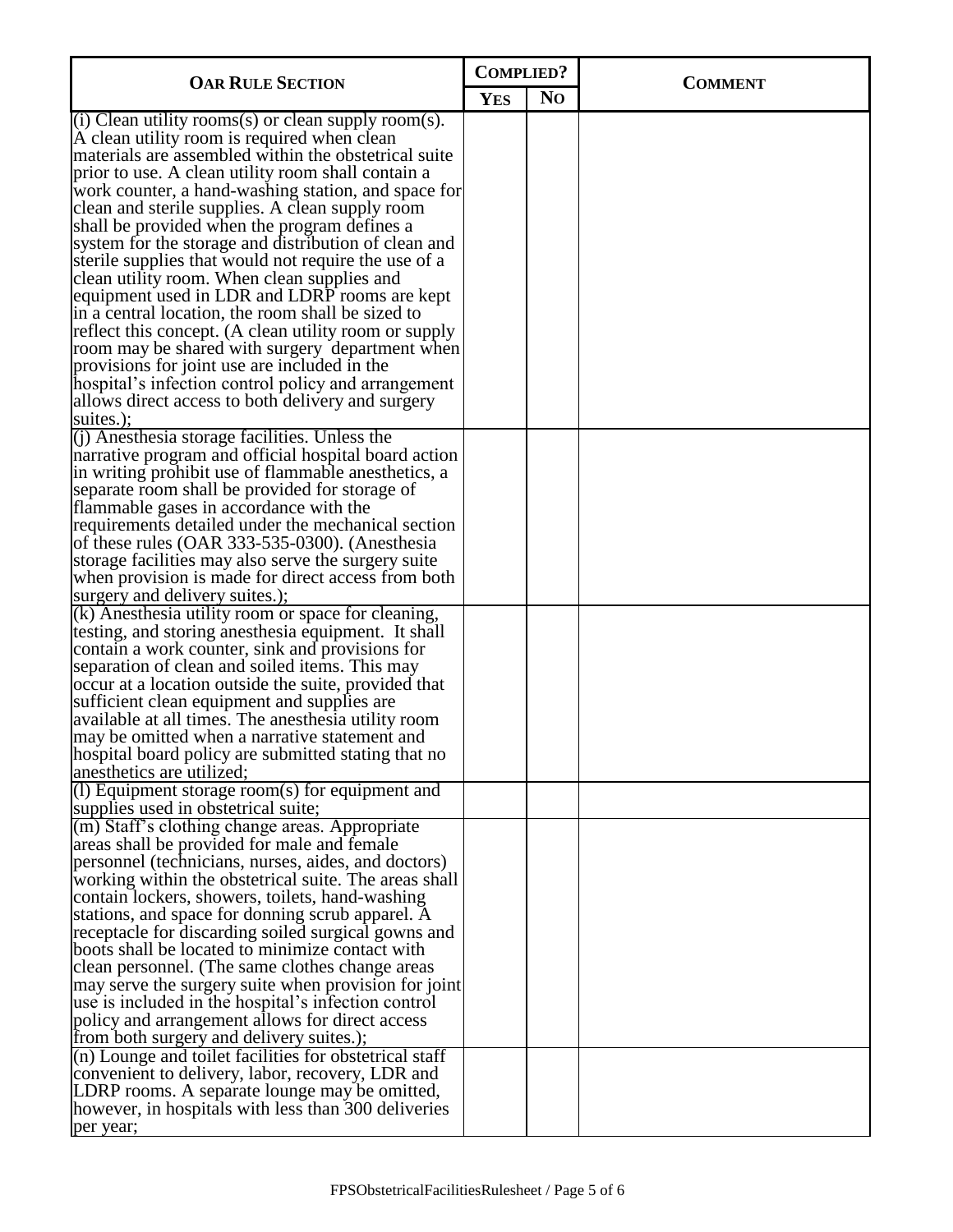| OAR RULE SECTION | COMPLIED? | | COMMENT |
|---|---|---|---|
| | YES | NO | |
| (i) Clean utility rooms(s) or clean supply room(s). A clean utility room is required when clean materials are assembled within the obstetrical suite prior to use. A clean utility room shall contain a work counter, a hand-washing station, and space for clean and sterile supplies. A clean supply room shall be provided when the program defines a system for the storage and distribution of clean and sterile supplies that would not require the use of a clean utility room. When clean supplies and equipment used in LDR and LDRP rooms are kept in a central location, the room shall be sized to reflect this concept. (A clean utility room or supply room may be shared with surgery department when provisions for joint use are included in the hospital's infection control policy and arrangement allows direct access to both delivery and surgery suites.); | | | |
| (j) Anesthesia storage facilities. Unless the narrative program and official hospital board action in writing prohibit use of flammable anesthetics, a separate room shall be provided for storage of flammable gases in accordance with the requirements detailed under the mechanical section of these rules (OAR 333-535-0300). (Anesthesia storage facilities may also serve the surgery suite when provision is made for direct access from both surgery and delivery suites.); | | | |
| (k) Anesthesia utility room or space for cleaning, testing, and storing anesthesia equipment. It shall contain a work counter, sink and provisions for separation of clean and soiled items. This may occur at a location outside the suite, provided that sufficient clean equipment and supplies are available at all times. The anesthesia utility room may be omitted when a narrative statement and hospital board policy are submitted stating that no anesthetics are utilized; | | | |
| (l) Equipment storage room(s) for equipment and supplies used in obstetrical suite; | | | |
| (m) Staff's clothing change areas. Appropriate areas shall be provided for male and female personnel (technicians, nurses, aides, and doctors) working within the obstetrical suite. The areas shall contain lockers, showers, toilets, hand-washing stations, and space for donning scrub apparel. A receptacle for discarding soiled surgical gowns and boots shall be located to minimize contact with clean personnel. (The same clothes change areas may serve the surgery suite when provision for joint use is included in the hospital's infection control policy and arrangement allows for direct access from both surgery and delivery suites.); | | | |
| (n) Lounge and toilet facilities for obstetrical staff convenient to delivery, labor, recovery, LDR and LDRP rooms. A separate lounge may be omitted, however, in hospitals with less than 300 deliveries per year; | | | |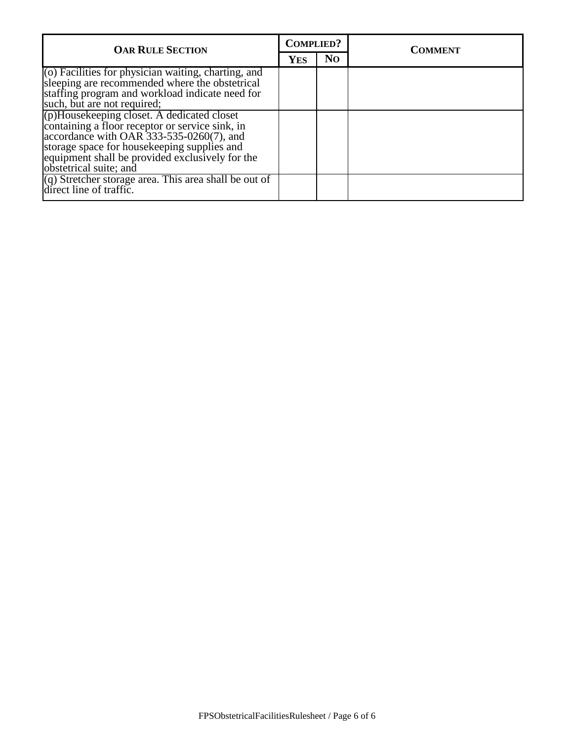| **OAR RULE SECTION** | **COMPLIED?** | | **COMMENT** |
|---|---|---|---|
| | **YES** | **NO** | |
| (o) Facilities for physician waiting, charting, and sleeping are recommended where the obstetrical staffing program and workload indicate need for such, but are not required; | | | |
| (p)Housekeeping closet. A dedicated closet containing a floor receptor or service sink, in accordance with OAR 333-535-0260(7), and storage space for housekeeping supplies and equipment shall be provided exclusively for the obstetrical suite; and | | | |
| (q) Stretcher storage area. This area shall be out of direct line of traffic. | | | |